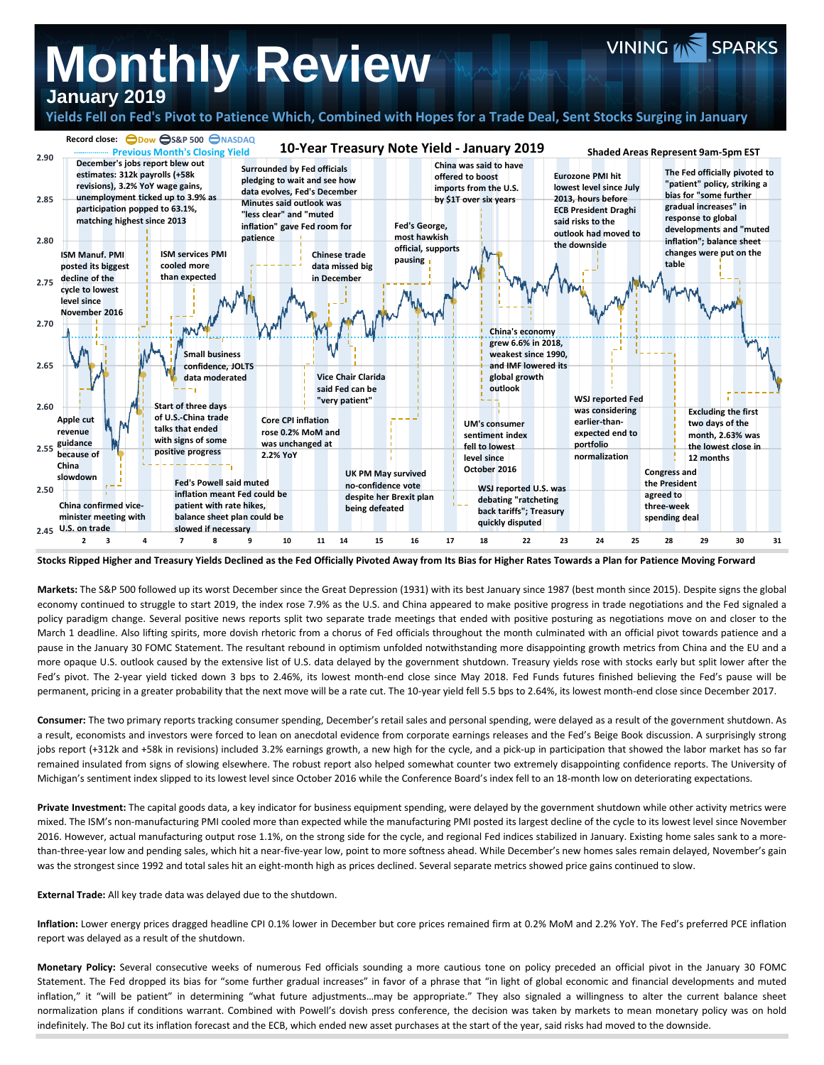# Monthly Review

**January 2019**

VINING SPARKS

## Yields Fell on Fed's Pivot to Patience Which, Combined with Hopes for a Trade Deal, Sent Stocks Surging in January

**10-Year Treasury Note Yield - January 2019**

Record close: Dow, S&P 500, NASDAQ

Previous Month's Closing Yield

Shaded Areas Represent 9am-5pm EST

- December's jobs report blew out estimates: 312k payrolls (+58k revisions), 3.2% YoY wage gains, unemployment ticked up to 3.9% as participation popped to 63.1%, matching highest since 2013
- ISM Manuf. PMI posted its biggest decline of the cycle to lowest level since November 2016
- Apple cut revenue guidance because of China slowdown
- China confirmed vice-minister meeting with U.S. on trade
- ISM services PMI cooled more than expected
- Start of three days of U.S.-China trade talks that ended with signs of some positive progress
- Small business confidence, JOLTS data moderated
- Fed's Powell said muted inflation meant Fed could be patient with rate hikes, balance sheet plan could be slowed if necessary
- Surrounded by Fed officials pledging to wait and see how data evolves, Fed's December Minutes said outlook was "less clear" and "muted inflation" gave Fed room for patience
- Core CPI inflation rose 0.2% MoM and was unchanged at 2.2% YoY
- Chinese trade data missed big in December
- Vice Chair Clarida said Fed can be "very patient"
- UK PM May survived no-confidence vote despite her Brexit plan being defeated
- Fed's George, most hawkish official, supports pausing
- China was said to have offered to boost imports from the U.S. by $1T over six years
- UM's consumer sentiment index fell to lowest level since October 2016
- China's economy grew 6.6% in 2018, weakest since 1990, and IMF lowered its global growth outlook
- WSJ reported U.S. was debating "ratcheting back tariffs"; Treasury quickly disputed
- Eurozone PMI hit lowest level since July 2013, hours before ECB President Draghi said risks to the outlook had moved to the downside
- WSJ reported Fed was considering earlier-than-expected end to portfolio normalization
- Congress and the President agreed to three-week spending deal
- The Fed officially pivoted to "patient" policy, striking a bias for "some further gradual increases" in response to global developments and "muted inflation"; balance sheet changes were put on the table
- Excluding the first two days of the month, 2.63% was the lowest close in 12 months

**Stocks Ripped Higher and Treasury Yields Declined as the Fed Officially Pivoted Away from Its Bias for Higher Rates Towards a Plan for Patience Moving Forward**

**Markets:** The S&P 500 followed up its worst December since the Great Depression (1931) with its best January since 1987 (best month since 2015). Despite signs the global economy continued to struggle to start 2019, the index rose 7.9% as the U.S. and China appeared to make positive progress in trade negotiations and the Fed signaled a policy paradigm change. Several positive news reports split two separate trade meetings that ended with positive posturing as negotiations move on and closer to the March 1 deadline. Also lifting spirits, more dovish rhetoric from a chorus of Fed officials throughout the month culminated with an official pivot towards patience and a pause in the January 30 FOMC Statement. The resultant rebound in optimism unfolded notwithstanding more disappointing growth metrics from China and the EU and a more opaque U.S. outlook caused by the extensive list of U.S. data delayed by the government shutdown. Treasury yields rose with stocks early but split lower after the Fed's pivot. The 2-year yield ticked down 3 bps to 2.46%, its lowest month-end close since May 2018. Fed Funds futures finished believing the Fed's pause will be permanent, pricing in a greater probability that the next move will be a rate cut. The 10-year yield fell 5.5 bps to 2.64%, its lowest month-end close since December 2017.

**Consumer:** The two primary reports tracking consumer spending, December's retail sales and personal spending, were delayed as a result of the government shutdown. As a result, economists and investors were forced to lean on anecdotal evidence from corporate earnings releases and the Fed's Beige Book discussion. A surprisingly strong jobs report (+312k and +58k in revisions) included 3.2% earnings growth, a new high for the cycle, and a pick-up in participation that showed the labor market has so far remained insulated from signs of slowing elsewhere. The robust report also helped somewhat counter two extremely disappointing confidence reports. The University of Michigan's sentiment index slipped to its lowest level since October 2016 while the Conference Board's index fell to an 18-month low on deteriorating expectations.

**Private Investment:** The capital goods data, a key indicator for business equipment spending, were delayed by the government shutdown while other activity metrics were mixed. The ISM's non-manufacturing PMI cooled more than expected while the manufacturing PMI posted its largest decline of the cycle to its lowest level since November 2016. However, actual manufacturing output rose 1.1%, on the strong side for the cycle, and regional Fed indices stabilized in January. Existing home sales sank to a more-than-three-year low and pending sales, which hit a near-five-year low, point to more softness ahead. While December's new homes sales remain delayed, November's gain was the strongest since 1992 and total sales hit an eight-month high as prices declined. Several separate metrics showed price gains continued to slow.

**External Trade:** All key trade data was delayed due to the shutdown.

**Inflation:** Lower energy prices dragged headline CPI 0.1% lower in December but core prices remained firm at 0.2% MoM and 2.2% YoY. The Fed's preferred PCE inflation report was delayed as a result of the shutdown.

**Monetary Policy:** Several consecutive weeks of numerous Fed officials sounding a more cautious tone on policy preceded an official pivot in the January 30 FOMC Statement. The Fed dropped its bias for "some further gradual increases" in favor of a phrase that "in light of global economic and financial developments and muted inflation," it "will be patient" in determining "what future adjustments…may be appropriate." They also signaled a willingness to alter the current balance sheet normalization plans if conditions warrant. Combined with Powell's dovish press conference, the decision was taken by markets to mean monetary policy was on hold indefinitely. The BoJ cut its inflation forecast and the ECB, which ended new asset purchases at the start of the year, said risks had moved to the downside.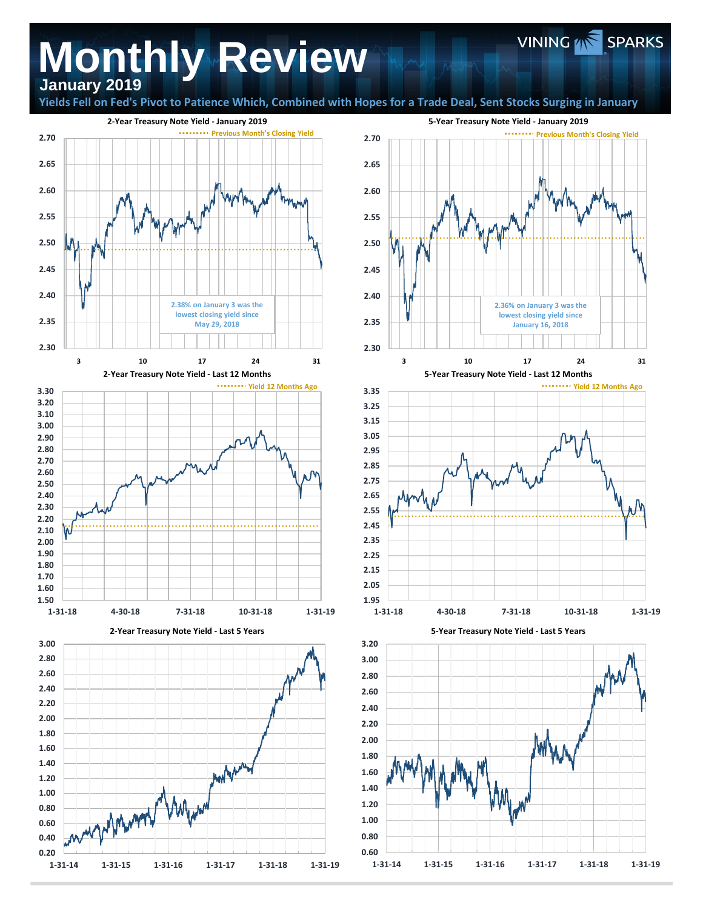# Monthly Review

**January 2019**

**Yields Fell on Fed's Pivot to Patience Which, Combined with Hopes for a Trade Deal, Sent Stocks Surging in January**

### 2-Year Treasury Note Yield - January 2019

Previous Month's Closing Yield

2.38% on January 3 was the lowest closing yield since May 29, 2018

### 5-Year Treasury Note Yield - January 2019

Previous Month's Closing Yield

2.36% on January 3 was the lowest closing yield since January 16, 2018

### 2-Year Treasury Note Yield - Last 12 Months

Yield 12 Months Ago

### 5-Year Treasury Note Yield - Last 12 Months

Yield 12 Months Ago

### 2-Year Treasury Note Yield - Last 5 Years

### 5-Year Treasury Note Yield - Last 5 Years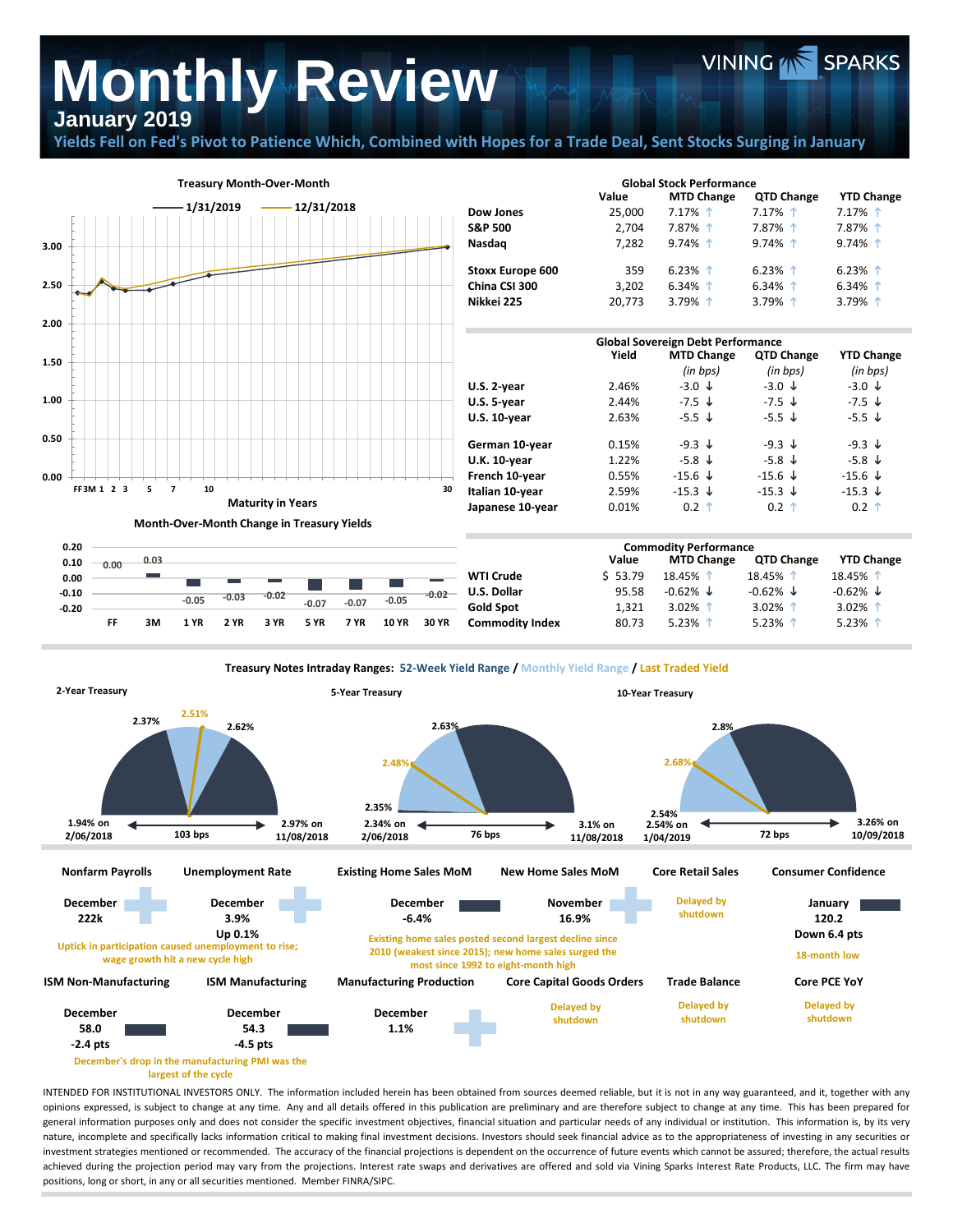# Monthly Review

**January 2019**

**Yields Fell on Fed's Pivot to Patience Which, Combined with Hopes for a Trade Deal, Sent Stocks Surging in January**

VINING SPARKS

**Treasury Month-Over-Month**

1/31/2019 — 12/31/2018

3.00
2.50
2.00
1.50
1.00
0.50
0.00

FF 3M 1 2 3 5 7 10 30

Maturity in Years

**Month-Over-Month Change in Treasury Yields**

0.20
0.10
0.00
-0.10
-0.20

0.00 0.03 -0.05 -0.03 -0.02 -0.07 -0.07 -0.05 -0.02

FF 3M 1 YR 2 YR 3 YR 5 YR 7 YR 10 YR 30 YR

**Global Stock Performance**

| | Value | MTD Change | QTD Change | YTD Change |
|---|---|---|---|---|
| **Dow Jones** | 25,000 | 7.17% ↑ | 7.17% ↑ | 7.17% ↑ |
| **S&P 500** | 2,704 | 7.87% ↑ | 7.87% ↑ | 7.87% ↑ |
| **Nasdaq** | 7,282 | 9.74% ↑ | 9.74% ↑ | 9.74% ↑ |
| **Stoxx Europe 600** | 359 | 6.23% ↑ | 6.23% ↑ | 6.23% ↑ |
| **China CSI 300** | 3,202 | 6.34% ↑ | 6.34% ↑ | 6.34% ↑ |
| **Nikkei 225** | 20,773 | 3.79% ↑ | 3.79% ↑ | 3.79% ↑ |

**Global Sovereign Debt Performance**

| | Yield | MTD Change *(in bps)* | QTD Change *(in bps)* | YTD Change *(in bps)* |
|---|---|---|---|---|
| **U.S. 2-year** | 2.46% | -3.0 ↓ | -3.0 ↓ | -3.0 ↓ |
| **U.S. 5-year** | 2.44% | -7.5 ↓ | -7.5 ↓ | -7.5 ↓ |
| **U.S. 10-year** | 2.63% | -5.5 ↓ | -5.5 ↓ | -5.5 ↓ |
| **German 10-year** | 0.15% | -9.3 ↓ | -9.3 ↓ | -9.3 ↓ |
| **U.K. 10-year** | 1.22% | -5.8 ↓ | -5.8 ↓ | -5.8 ↓ |
| **French 10-year** | 0.55% | -15.6 ↓ | -15.6 ↓ | -15.6 ↓ |
| **Italian 10-year** | 2.59% | -15.3 ↓ | -15.3 ↓ | -15.3 ↓ |
| **Japanese 10-year** | 0.01% | 0.2 ↑ | 0.2 ↑ | 0.2 ↑ |

**Commodity Performance**

| | Value | MTD Change | QTD Change | YTD Change |
|---|---|---|---|---|
| **WTI Crude** | $ 53.79 | 18.45% ↑ | 18.45% ↑ | 18.45% ↑ |
| **U.S. Dollar** | 95.58 | -0.62% ↓ | -0.62% ↓ | -0.62% ↓ |
| **Gold Spot** | 1,321 | 3.02% ↑ | 3.02% ↑ | 3.02% ↑ |
| **Commodity Index** | 80.73 | 5.23% ↑ | 5.23% ↑ | 5.23% ↑ |

**Treasury Notes Intraday Ranges: 52-Week Yield Range / Monthly Yield Range / Last Traded Yield**

**2-Year Treasury**

2.37% 2.51% 2.62%

1.94% on 2/06/2018 — 103 bps — 2.97% on 11/08/2018

**5-Year Treasury**

2.63% 2.48% 2.35%

2.34% on 2/06/2018 — 76 bps — 3.1% on 11/08/2018

**10-Year Treasury**

2.8% 2.68% 2.54%

2.54% on 1/04/2019 — 72 bps — 3.26% on 10/09/2018

**Nonfarm Payrolls**
December
222k

**Unemployment Rate**
December
3.9%
Up 0.1%

Uptick in participation caused unemployment to rise; wage growth hit a new cycle high

**Existing Home Sales MoM**
December
-6.4%

**New Home Sales MoM**
November
16.9%

Existing home sales posted second largest decline since 2010 (weakest since 2015); new home sales surged the most since 1992 to eight-month high

**Core Retail Sales**
Delayed by shutdown

**Consumer Confidence**
January
120.2
Down 6.4 pts

18-month low

**ISM Non-Manufacturing**
December
58.0
-2.4 pts

**ISM Manufacturing**
December
54.3
-4.5 pts

December's drop in the manufacturing PMI was the largest of the cycle

**Manufacturing Production**
December
1.1%

**Core Capital Goods Orders**
Delayed by shutdown

**Trade Balance**
Delayed by shutdown

**Core PCE YoY**
Delayed by shutdown

INTENDED FOR INSTITUTIONAL INVESTORS ONLY. The information included herein has been obtained from sources deemed reliable, but it is not in any way guaranteed, and it, together with any opinions expressed, is subject to change at any time. Any and all details offered in this publication are preliminary and are therefore subject to change at any time. This has been prepared for general information purposes only and does not consider the specific investment objectives, financial situation and particular needs of any individual or institution. This information is, by its very nature, incomplete and specifically lacks information critical to making final investment decisions. Investors should seek financial advice as to the appropriateness of investing in any securities or investment strategies mentioned or recommended. The accuracy of the financial projections is dependent on the occurrence of future events which cannot be assured; therefore, the actual results achieved during the projection period may vary from the projections. Interest rate swaps and derivatives are offered and sold via Vining Sparks Interest Rate Products, LLC. The firm may have positions, long or short, in any or all securities mentioned. Member FINRA/SIPC.